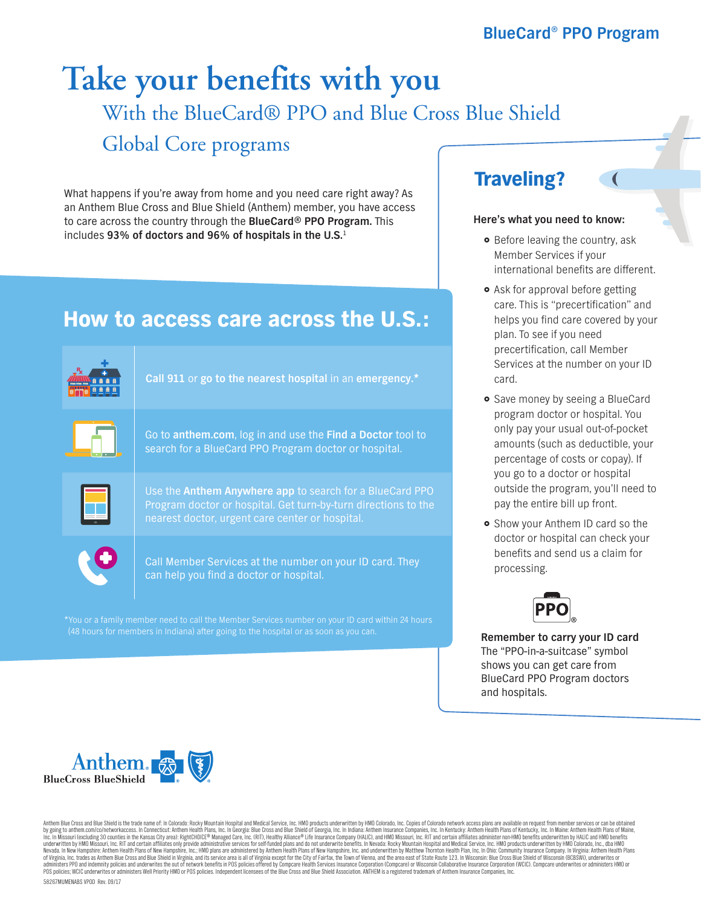BlueCard® PPO Program

# Take your benefits with you

## With the BlueCard® PPO and Blue Cross Blue Shield Global Core programs

What happens if you're away from home and you need care right away? As an Anthem Blue Cross and Blue Shield (Anthem) member, you have access to care across the country through the **BlueCard® PPO Program.** This includes **93% of doctors and 96% of hospitals in the U.S.**[1]

## How to access care across the U.S.:

- **Call 911** or **go to the nearest hospital** in an **emergency.***
- Go to **anthem.com**, log in and use the **Find a Doctor** tool to search for a BlueCard PPO Program doctor or hospital.
- Use the **Anthem Anywhere app** to search for a BlueCard PPO Program doctor or hospital. Get turn-by-turn directions to the nearest doctor, urgent care center or hospital.
- Call Member Services at the number on your ID card. They can help you find a doctor or hospital.

*You or a family member need to call the Member Services number on your ID card within 24 hours (48 hours for members in Indiana) after going to the hospital or as soon as you can.

## Traveling?

**Here's what you need to know:**

- Before leaving the country, ask Member Services if your international benefits are different.
- Ask for approval before getting care. This is "precertification" and helps you find care covered by your plan. To see if you need precertification, call Member Services at the number on your ID card.
- Save money by seeing a BlueCard program doctor or hospital. You only pay your usual out-of-pocket amounts (such as deductible, your percentage of costs or copay). If you go to a doctor or hospital outside the program, you'll need to pay the entire bill up front.
- Show your Anthem ID card so the doctor or hospital can check your benefits and send us a claim for processing.

PPO®

**Remember to carry your ID card**
The "PPO-in-a-suitcase" symbol shows you can get care from BlueCard PPO Program doctors and hospitals.

Anthem BlueCross BlueShield

Anthem Blue Cross and Blue Shield is the trade name of: In Colorado: Rocky Mountain Hospital and Medical Service, Inc. HMO products underwritten by HMO Colorado, Inc. Copies of Colorado network access plans are available on request from member services or can be obtained by going to anthem.com/co/networkaccess. In Connecticut: Anthem Health Plans, Inc. In Georgia: Blue Cross and Blue Shield of Georgia, Inc. In Indiana: Anthem Insurance Companies, Inc. In Kentucky: Anthem Health Plans of Kentucky, Inc. In Maine: Anthem Health Plans of Maine, Inc. In Missouri (excluding 30 counties in the Kansas City area): RightCHOICE® Managed Care, Inc. (RIT), Healthy Alliance® Life Insurance Company (HALIC), and HMO Missouri, Inc. RIT and certain affiliates administer non-HMO benefits underwritten by HALIC and HMO benefits underwritten by HMO Missouri, Inc. RIT and certain affiliates only provide administrative services for self-funded plans and do not underwrite benefits. In Nevada: Rocky Mountain Hospital and Medical Service, Inc. HMO products underwritten by HMO Colorado, Inc., dba HMO Nevada. In New Hampshire: Anthem Health Plans of New Hampshire, Inc.; HMO plans are administered by Anthem Health Plans of New Hampshire, Inc. and underwritten by Matthew Thornton Health Plan, Inc. In Ohio: Community Insurance Company. In Virginia: Anthem Health Plans of Virginia, Inc. trades as Anthem Blue Cross and Blue Shield in Virginia, and its service area is all of Virginia except for the City of Fairfax, the Town of Vienna, and the area east of State Route 123. In Wisconsin: Blue Cross Blue Shield of Wisconsin (BCBSWi), underwrites or administers PPO and indemnity policies and underwrites the out of network benefits in POS policies offered by Compcare Health Services Insurance Corporation (Compcare) or Wisconsin Collaborative Insurance Corporation (WCIC). Compcare underwrites or administers HMO or POS policies; WCIC underwrites or administers Well Priority HMO or POS policies. Independent licensees of the Blue Cross and Blue Shield Association. ANTHEM is a registered trademark of Anthem Insurance Companies, Inc.

58267MUMENABS VPOD Rev. 09/17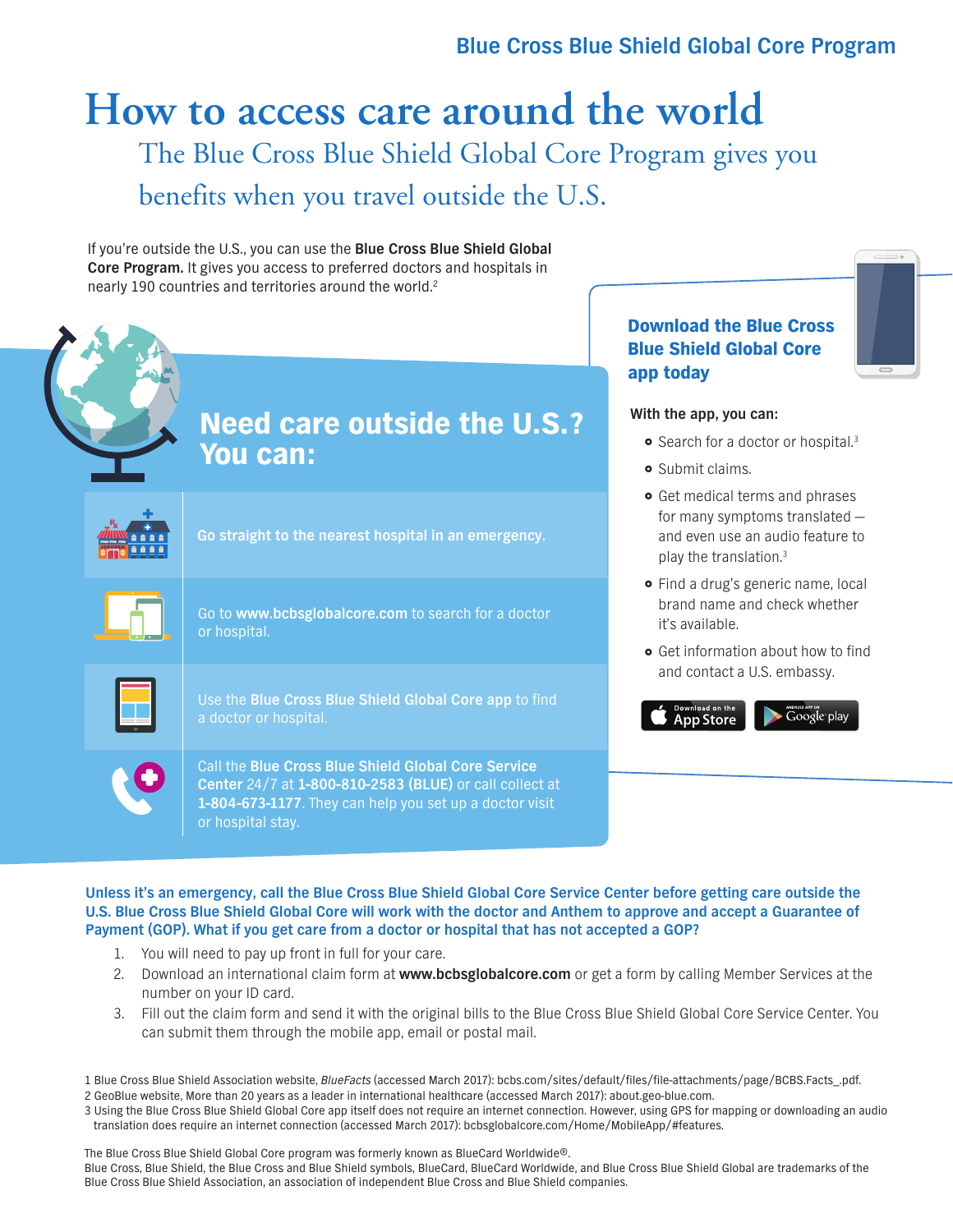Blue Cross Blue Shield Global Core Program

# How to access care around the world

## The Blue Cross Blue Shield Global Core Program gives you benefits when you travel outside the U.S.

If you're outside the U.S., you can use the **Blue Cross Blue Shield Global Core Program.** It gives you access to preferred doctors and hospitals in nearly 190 countries and territories around the world.[2]

## Need care outside the U.S.? You can:

- **Go straight to the nearest hospital in an emergency.**
- Go to **www.bcbsglobalcore.com** to search for a doctor or hospital.
- Use the **Blue Cross Blue Shield Global Core app** to find a doctor or hospital.
- Call the **Blue Cross Blue Shield Global Core Service Center** 24/7 at **1-800-810-2583 (BLUE)** or call collect at **1-804-673-1177**. They can help you set up a doctor visit or hospital stay.

## Download the Blue Cross Blue Shield Global Core app today

**With the app, you can:**

- Search for a doctor or hospital.[3]
- Submit claims.
- Get medical terms and phrases for many symptoms translated — and even use an audio feature to play the translation.[3]
- Find a drug's generic name, local brand name and check whether it's available.
- Get information about how to find and contact a U.S. embassy.

Download on the App Store | Android App on Google play

**Unless it's an emergency, call the Blue Cross Blue Shield Global Core Service Center before getting care outside the U.S. Blue Cross Blue Shield Global Core will work with the doctor and Anthem to approve and accept a Guarantee of Payment (GOP). What if you get care from a doctor or hospital that has not accepted a GOP?**

1. You will need to pay up front in full for your care.
2. Download an international claim form at **www.bcbsglobalcore.com** or get a form by calling Member Services at the number on your ID card.
3. Fill out the claim form and send it with the original bills to the Blue Cross Blue Shield Global Core Service Center. You can submit them through the mobile app, email or postal mail.

1 Blue Cross Blue Shield Association website, *BlueFacts* (accessed March 2017): bcbs.com/sites/default/files/file-attachments/page/BCBS.Facts_.pdf.
2 GeoBlue website, More than 20 years as a leader in international healthcare (accessed March 2017): about.geo-blue.com.
3 Using the Blue Cross Blue Shield Global Core app itself does not require an internet connection. However, using GPS for mapping or downloading an audio translation does require an internet connection (accessed March 2017): bcbsglobalcore.com/Home/MobileApp/#features.

The Blue Cross Blue Shield Global Core program was formerly known as BlueCard Worldwide®.
Blue Cross, Blue Shield, the Blue Cross and Blue Shield symbols, BlueCard, BlueCard Worldwide, and Blue Cross Blue Shield Global are trademarks of the Blue Cross Blue Shield Association, an association of independent Blue Cross and Blue Shield companies.